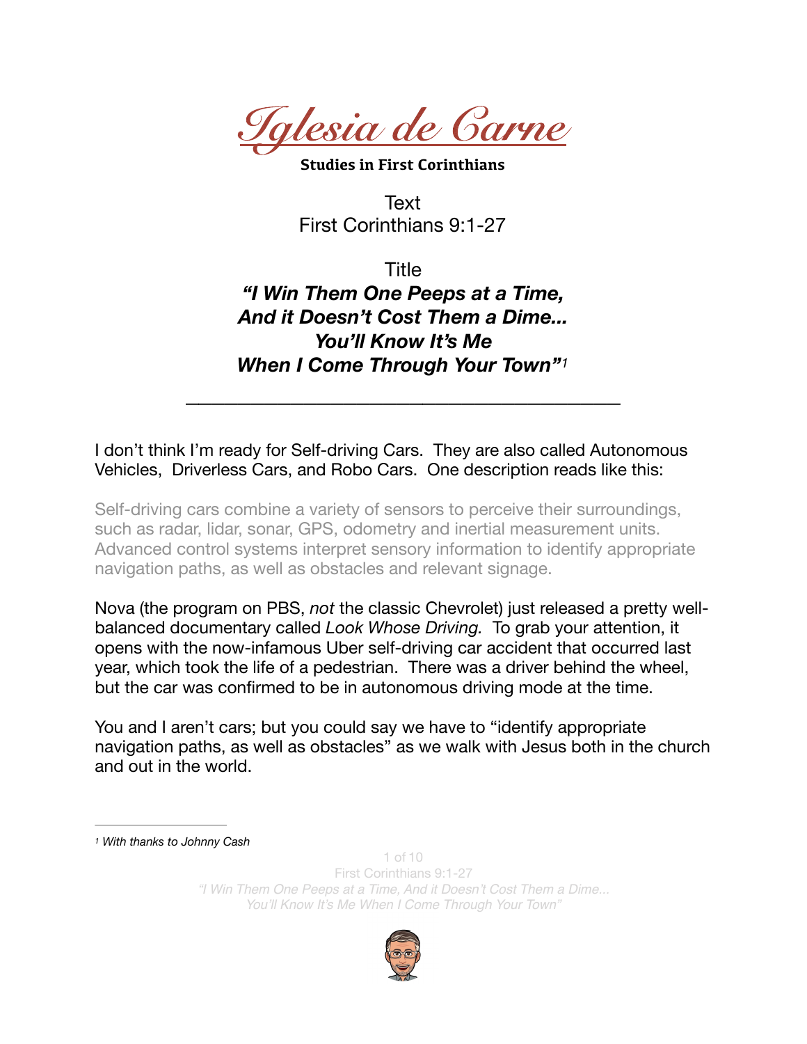# *Iglesia de Carne*

**Studies in First Corinthians**

Text
First Corinthians 9:1-27

Title
***"I Win Them One Peeps at a Time, And it Doesn't Cost Them a Dime... You'll Know It's Me When I Come Through Your Town"***[1]

---

I don't think I'm ready for Self-driving Cars. They are also called Autonomous Vehicles, Driverless Cars, and Robo Cars. One description reads like this:

> Self-driving cars combine a variety of sensors to perceive their surroundings, such as radar, lidar, sonar, GPS, odometry and inertial measurement units. Advanced control systems interpret sensory information to identify appropriate navigation paths, as well as obstacles and relevant signage.

Nova (the program on PBS, *not* the classic Chevrolet) just released a pretty well-balanced documentary called *Look Whose Driving.* To grab your attention, it opens with the now-infamous Uber self-driving car accident that occurred last year, which took the life of a pedestrian. There was a driver behind the wheel, but the car was confirmed to be in autonomous driving mode at the time.

You and I aren't cars; but you could say we have to "identify appropriate navigation paths, as well as obstacles" as we walk with Jesus both in the church and out in the world.

---

[1] *With thanks to Johnny Cash*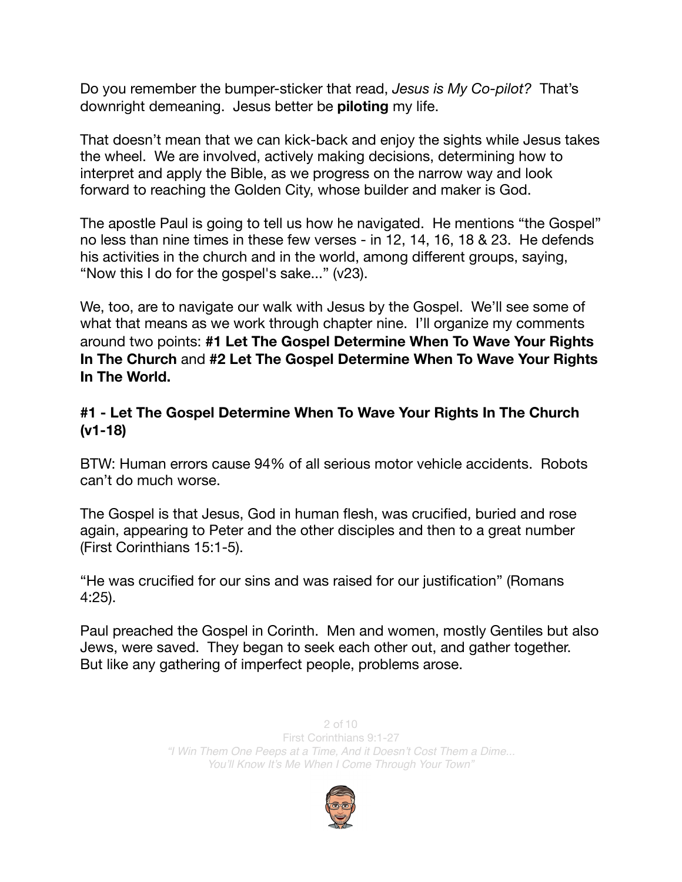Do you remember the bumper-sticker that read, *Jesus is My Co-pilot?* That's downright demeaning. Jesus better be **piloting** my life.

That doesn't mean that we can kick-back and enjoy the sights while Jesus takes the wheel. We are involved, actively making decisions, determining how to interpret and apply the Bible, as we progress on the narrow way and look forward to reaching the Golden City, whose builder and maker is God.

The apostle Paul is going to tell us how he navigated. He mentions "the Gospel" no less than nine times in these few verses - in 12, 14, 16, 18 & 23. He defends his activities in the church and in the world, among different groups, saying, "Now this I do for the gospel's sake..." (v23).

We, too, are to navigate our walk with Jesus by the Gospel. We'll see some of what that means as we work through chapter nine. I'll organize my comments around two points: **#1 Let The Gospel Determine When To Wave Your Rights In The Church** and **#2 Let The Gospel Determine When To Wave Your Rights In The World.**

### #1 - Let The Gospel Determine When To Wave Your Rights In The Church (v1-18)

BTW: Human errors cause 94% of all serious motor vehicle accidents. Robots can't do much worse.

The Gospel is that Jesus, God in human flesh, was crucified, buried and rose again, appearing to Peter and the other disciples and then to a great number (First Corinthians 15:1-5).

"He was crucified for our sins and was raised for our justification" (Romans 4:25).

Paul preached the Gospel in Corinth. Men and women, mostly Gentiles but also Jews, were saved. They began to seek each other out, and gather together. But like any gathering of imperfect people, problems arose.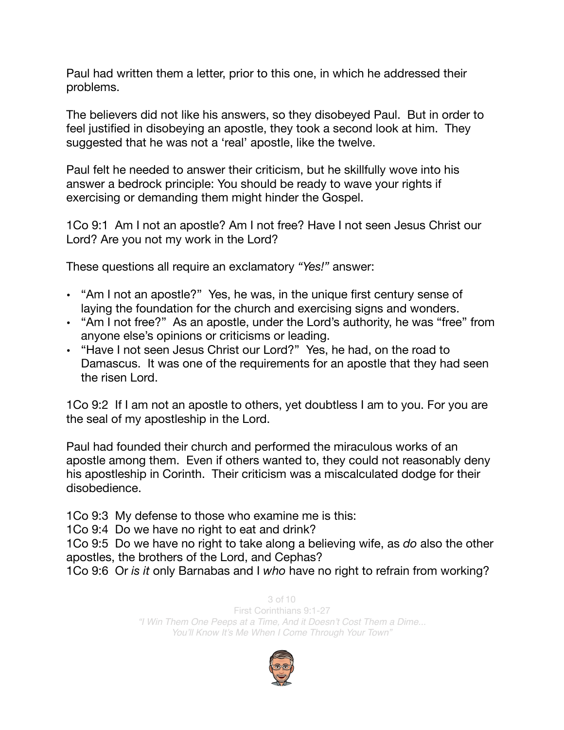Paul had written them a letter, prior to this one, in which he addressed their problems.

The believers did not like his answers, so they disobeyed Paul. But in order to feel justified in disobeying an apostle, they took a second look at him. They suggested that he was not a 'real' apostle, like the twelve.

Paul felt he needed to answer their criticism, but he skillfully wove into his answer a bedrock principle: You should be ready to wave your rights if exercising or demanding them might hinder the Gospel.

1Co 9:1 Am I not an apostle? Am I not free? Have I not seen Jesus Christ our Lord? Are you not my work in the Lord?

These questions all require an exclamatory *"Yes!"* answer:

- "Am I not an apostle?" Yes, he was, in the unique first century sense of laying the foundation for the church and exercising signs and wonders.
- "Am I not free?" As an apostle, under the Lord's authority, he was "free" from anyone else's opinions or criticisms or leading.
- "Have I not seen Jesus Christ our Lord?" Yes, he had, on the road to Damascus. It was one of the requirements for an apostle that they had seen the risen Lord.

1Co 9:2 If I am not an apostle to others, yet doubtless I am to you. For you are the seal of my apostleship in the Lord.

Paul had founded their church and performed the miraculous works of an apostle among them. Even if others wanted to, they could not reasonably deny his apostleship in Corinth. Their criticism was a miscalculated dodge for their disobedience.

1Co 9:3 My defense to those who examine me is this:
1Co 9:4 Do we have no right to eat and drink?
1Co 9:5 Do we have no right to take along a believing wife, as *do* also the other apostles, the brothers of the Lord, and Cephas?
1Co 9:6 Or *is it* only Barnabas and I *who* have no right to refrain from working?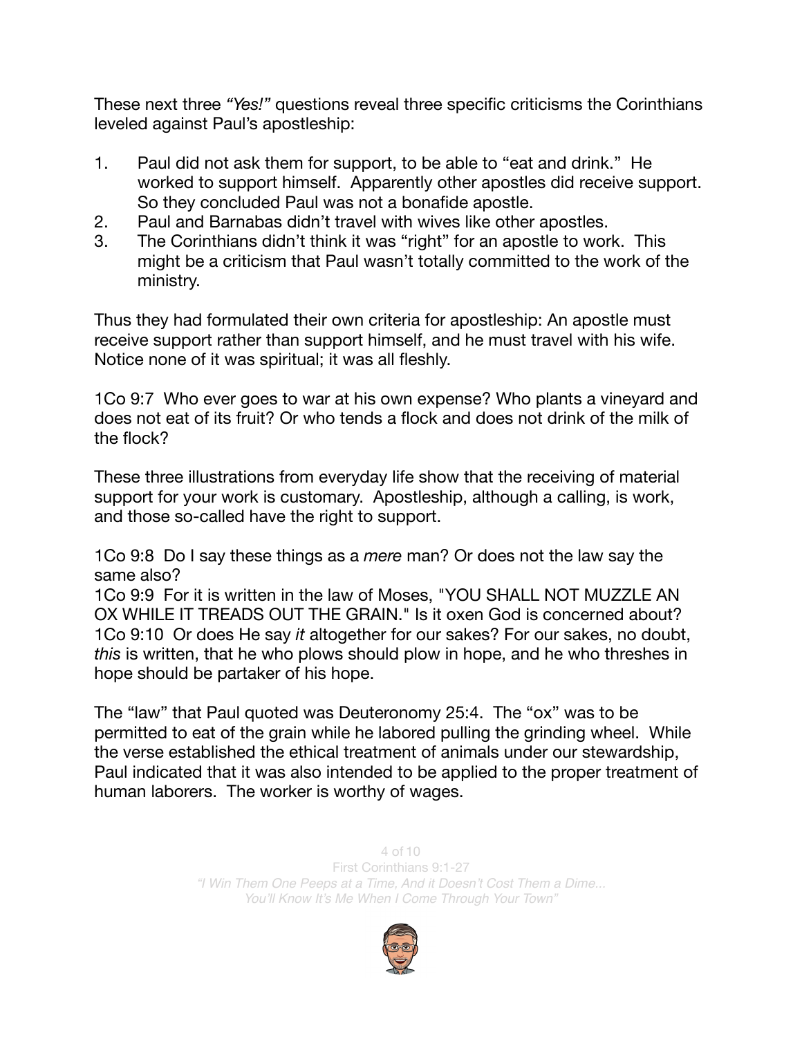These next three *"Yes!"* questions reveal three specific criticisms the Corinthians leveled against Paul's apostleship:

1. Paul did not ask them for support, to be able to "eat and drink." He worked to support himself. Apparently other apostles did receive support. So they concluded Paul was not a bonafide apostle.
2. Paul and Barnabas didn't travel with wives like other apostles.
3. The Corinthians didn't think it was "right" for an apostle to work. This might be a criticism that Paul wasn't totally committed to the work of the ministry.

Thus they had formulated their own criteria for apostleship: An apostle must receive support rather than support himself, and he must travel with his wife. Notice none of it was spiritual; it was all fleshly.

1Co 9:7 Who ever goes to war at his own expense? Who plants a vineyard and does not eat of its fruit? Or who tends a flock and does not drink of the milk of the flock?

These three illustrations from everyday life show that the receiving of material support for your work is customary. Apostleship, although a calling, is work, and those so-called have the right to support.

1Co 9:8 Do I say these things as a *mere* man? Or does not the law say the same also?
1Co 9:9 For it is written in the law of Moses, "YOU SHALL NOT MUZZLE AN OX WHILE IT TREADS OUT THE GRAIN." Is it oxen God is concerned about?
1Co 9:10 Or does He say *it* altogether for our sakes? For our sakes, no doubt, *this* is written, that he who plows should plow in hope, and he who threshes in hope should be partaker of his hope.

The "law" that Paul quoted was Deuteronomy 25:4. The "ox" was to be permitted to eat of the grain while he labored pulling the grinding wheel. While the verse established the ethical treatment of animals under our stewardship, Paul indicated that it was also intended to be applied to the proper treatment of human laborers. The worker is worthy of wages.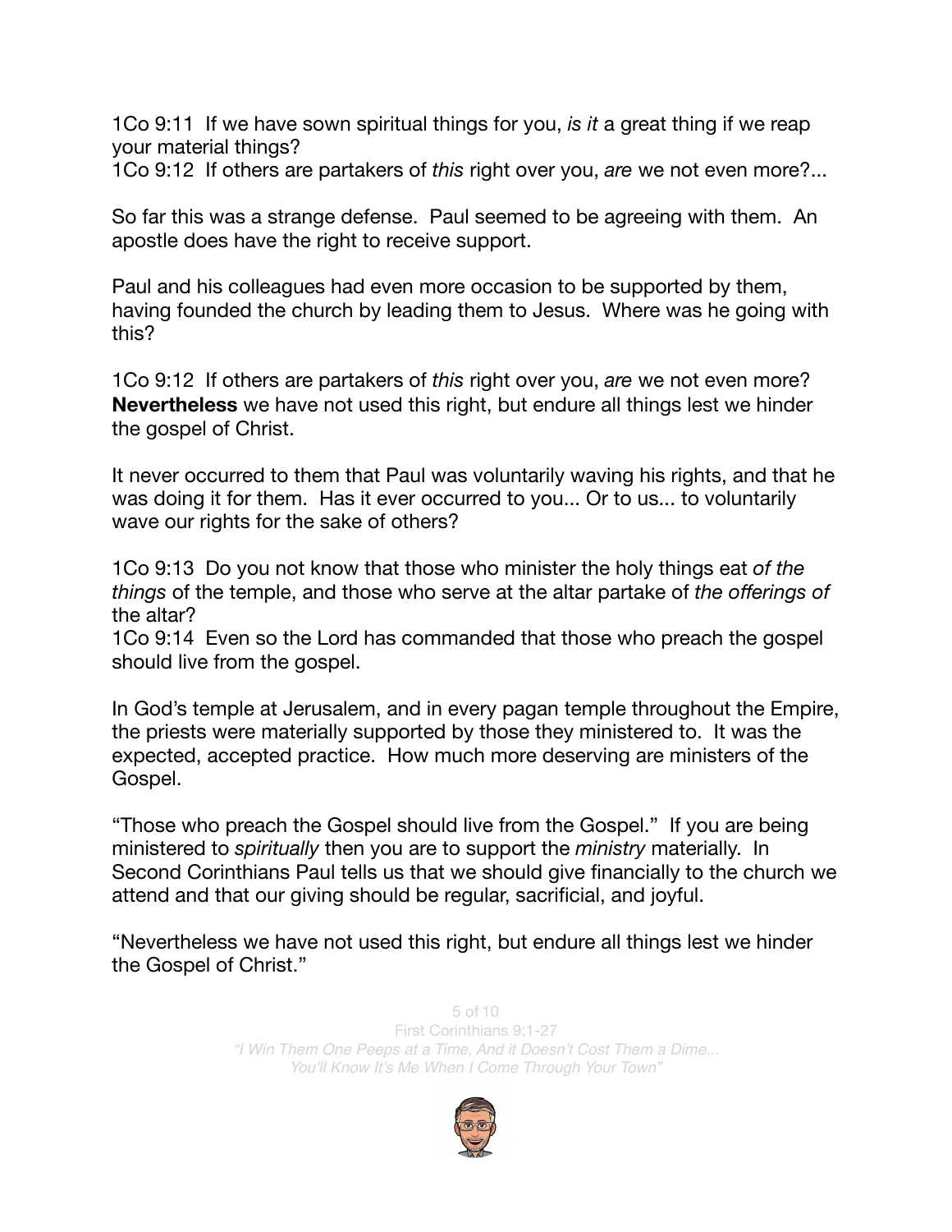1Co 9:11  If we have sown spiritual things for you, *is it* a great thing if we reap your material things?
1Co 9:12  If others are partakers of *this* right over you, *are* we not even more?...

So far this was a strange defense.  Paul seemed to be agreeing with them.  An apostle does have the right to receive support.

Paul and his colleagues had even more occasion to be supported by them, having founded the church by leading them to Jesus.  Where was he going with this?

1Co 9:12  If others are partakers of *this* right over you, *are* we not even more? **Nevertheless** we have not used this right, but endure all things lest we hinder the gospel of Christ.

It never occurred to them that Paul was voluntarily waving his rights, and that he was doing it for them.  Has it ever occurred to you... Or to us... to voluntarily wave our rights for the sake of others?

1Co 9:13  Do you not know that those who minister the holy things eat *of the things* of the temple, and those who serve at the altar partake of *the offerings of* the altar?
1Co 9:14  Even so the Lord has commanded that those who preach the gospel should live from the gospel.

In God's temple at Jerusalem, and in every pagan temple throughout the Empire, the priests were materially supported by those they ministered to.  It was the expected, accepted practice.  How much more deserving are ministers of the Gospel.

"Those who preach the Gospel should live from the Gospel."  If you are being ministered to *spiritually* then you are to support the *ministry* materially.  In Second Corinthians Paul tells us that we should give financially to the church we attend and that our giving should be regular, sacrificial, and joyful.

"Nevertheless we have not used this right, but endure all things lest we hinder the Gospel of Christ."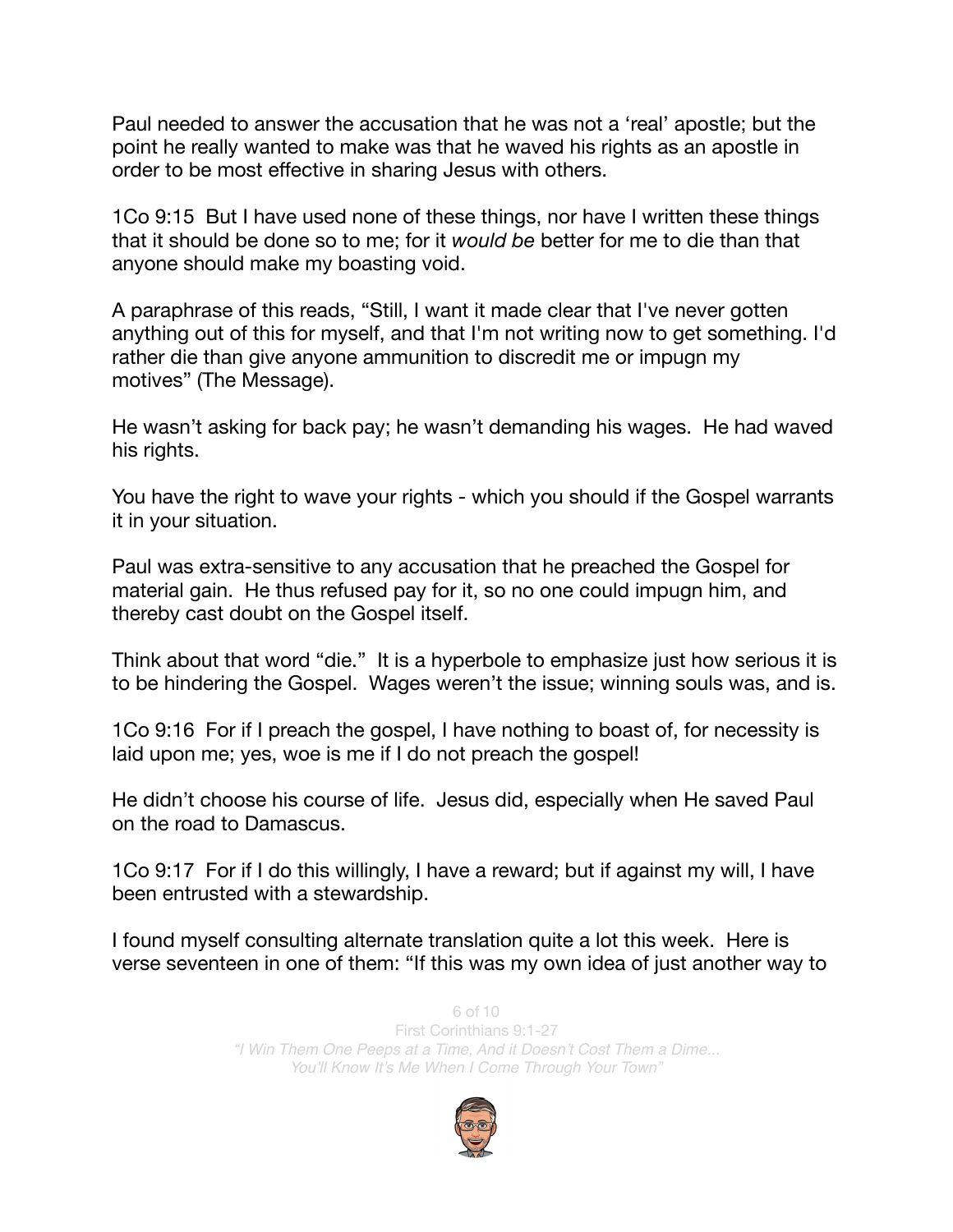Paul needed to answer the accusation that he was not a 'real' apostle; but the point he really wanted to make was that he waved his rights as an apostle in order to be most effective in sharing Jesus with others.

1Co 9:15 But I have used none of these things, nor have I written these things that it should be done so to me; for it *would be* better for me to die than that anyone should make my boasting void.

A paraphrase of this reads, "Still, I want it made clear that I've never gotten anything out of this for myself, and that I'm not writing now to get something. I'd rather die than give anyone ammunition to discredit me or impugn my motives" (The Message).

He wasn't asking for back pay; he wasn't demanding his wages. He had waved his rights.

You have the right to wave your rights - which you should if the Gospel warrants it in your situation.

Paul was extra-sensitive to any accusation that he preached the Gospel for material gain. He thus refused pay for it, so no one could impugn him, and thereby cast doubt on the Gospel itself.

Think about that word "die." It is a hyperbole to emphasize just how serious it is to be hindering the Gospel. Wages weren't the issue; winning souls was, and is.

1Co 9:16 For if I preach the gospel, I have nothing to boast of, for necessity is laid upon me; yes, woe is me if I do not preach the gospel!

He didn't choose his course of life. Jesus did, especially when He saved Paul on the road to Damascus.

1Co 9:17 For if I do this willingly, I have a reward; but if against my will, I have been entrusted with a stewardship.

I found myself consulting alternate translation quite a lot this week. Here is verse seventeen in one of them: "If this was my own idea of just another way to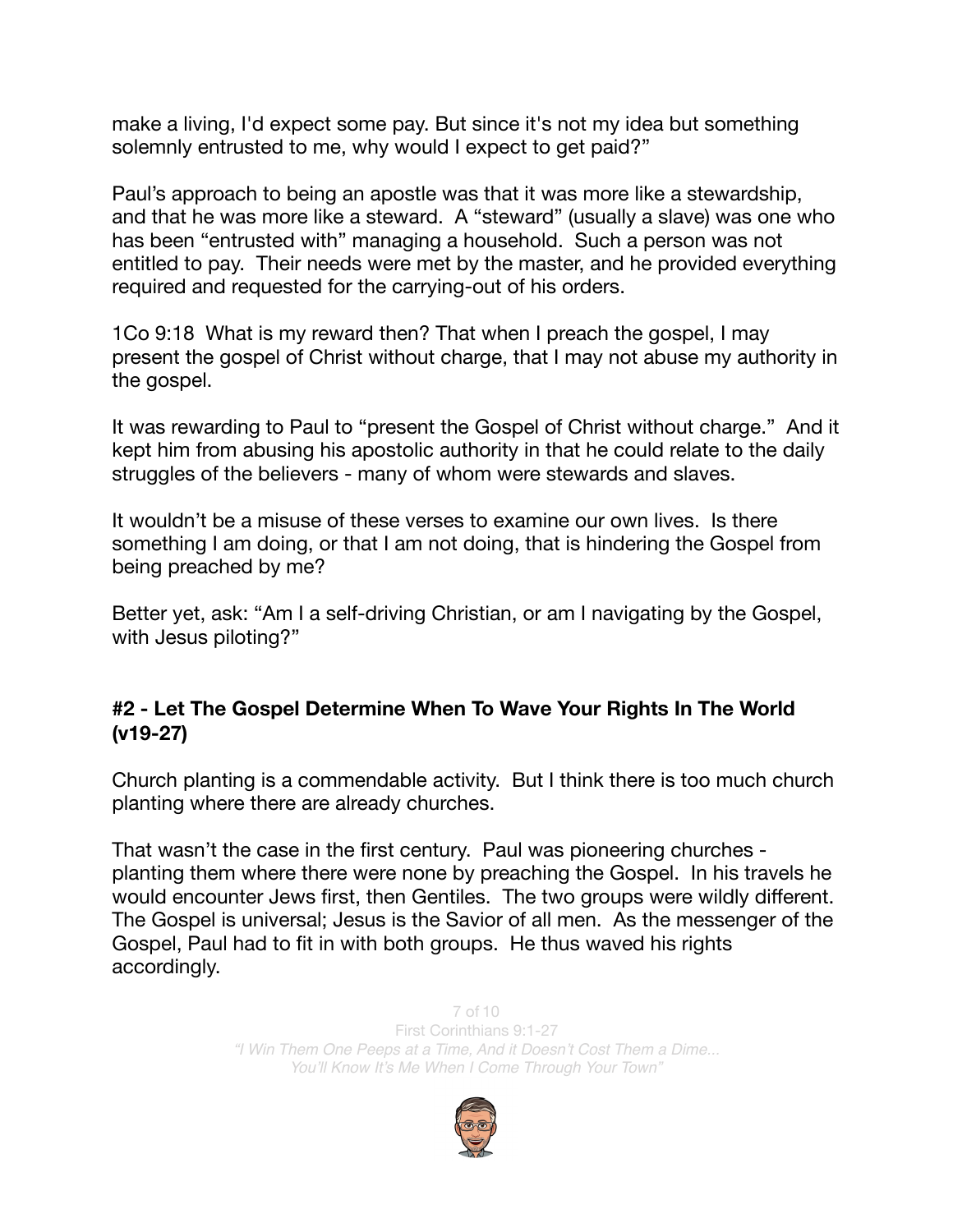make a living, I'd expect some pay. But since it's not my idea but something solemnly entrusted to me, why would I expect to get paid?"

Paul's approach to being an apostle was that it was more like a stewardship, and that he was more like a steward. A "steward" (usually a slave) was one who has been "entrusted with" managing a household. Such a person was not entitled to pay. Their needs were met by the master, and he provided everything required and requested for the carrying-out of his orders.

1Co 9:18 What is my reward then? That when I preach the gospel, I may present the gospel of Christ without charge, that I may not abuse my authority in the gospel.

It was rewarding to Paul to "present the Gospel of Christ without charge." And it kept him from abusing his apostolic authority in that he could relate to the daily struggles of the believers - many of whom were stewards and slaves.

It wouldn't be a misuse of these verses to examine our own lives. Is there something I am doing, or that I am not doing, that is hindering the Gospel from being preached by me?

Better yet, ask: "Am I a self-driving Christian, or am I navigating by the Gospel, with Jesus piloting?"

### #2 - Let The Gospel Determine When To Wave Your Rights In The World (v19-27)

Church planting is a commendable activity. But I think there is too much church planting where there are already churches.

That wasn't the case in the first century. Paul was pioneering churches - planting them where there were none by preaching the Gospel. In his travels he would encounter Jews first, then Gentiles. The two groups were wildly different. The Gospel is universal; Jesus is the Savior of all men. As the messenger of the Gospel, Paul had to fit in with both groups. He thus waved his rights accordingly.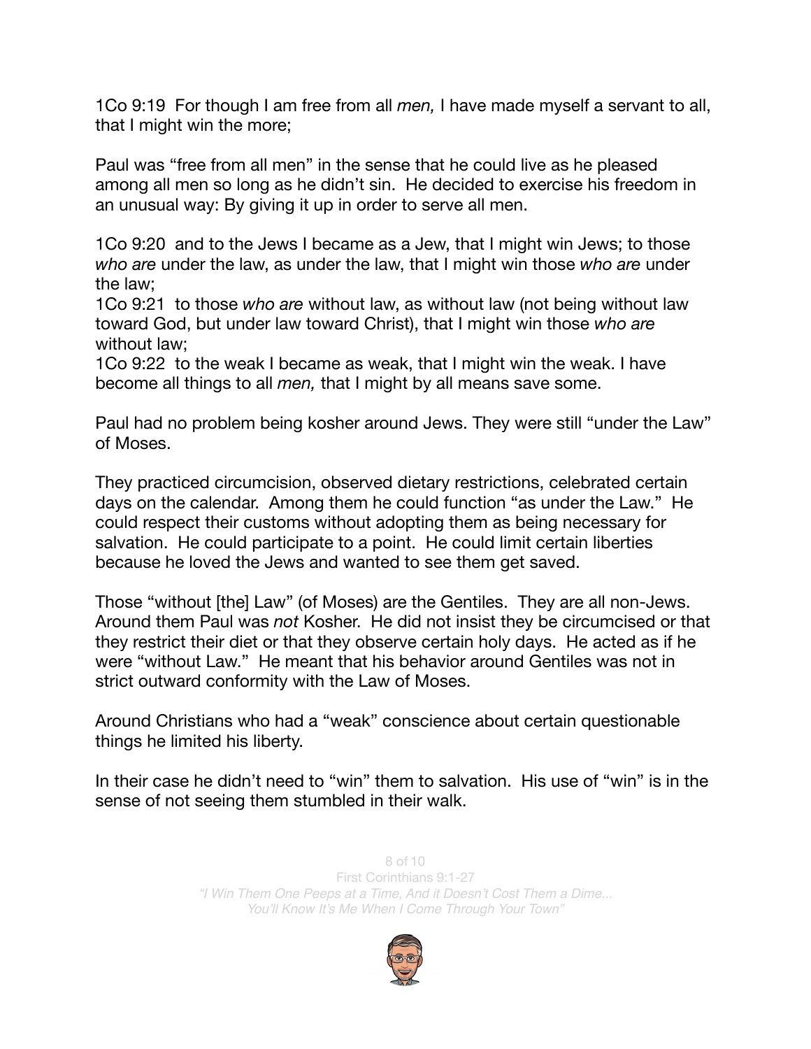1Co 9:19  For though I am free from all *men,* I have made myself a servant to all, that I might win the more;

Paul was "free from all men" in the sense that he could live as he pleased among all men so long as he didn't sin. He decided to exercise his freedom in an unusual way: By giving it up in order to serve all men.

1Co 9:20  and to the Jews I became as a Jew, that I might win Jews; to those *who are* under the law, as under the law, that I might win those *who are* under the law;
1Co 9:21  to those *who are* without law, as without law (not being without law toward God, but under law toward Christ), that I might win those *who are* without law;
1Co 9:22  to the weak I became as weak, that I might win the weak. I have become all things to all *men,* that I might by all means save some.

Paul had no problem being kosher around Jews. They were still "under the Law" of Moses.

They practiced circumcision, observed dietary restrictions, celebrated certain days on the calendar. Among them he could function "as under the Law." He could respect their customs without adopting them as being necessary for salvation. He could participate to a point. He could limit certain liberties because he loved the Jews and wanted to see them get saved.

Those "without [the] Law" (of Moses) are the Gentiles. They are all non-Jews. Around them Paul was *not* Kosher. He did not insist they be circumcised or that they restrict their diet or that they observe certain holy days. He acted as if he were "without Law." He meant that his behavior around Gentiles was not in strict outward conformity with the Law of Moses.

Around Christians who had a "weak" conscience about certain questionable things he limited his liberty.

In their case he didn't need to "win" them to salvation. His use of "win" is in the sense of not seeing them stumbled in their walk.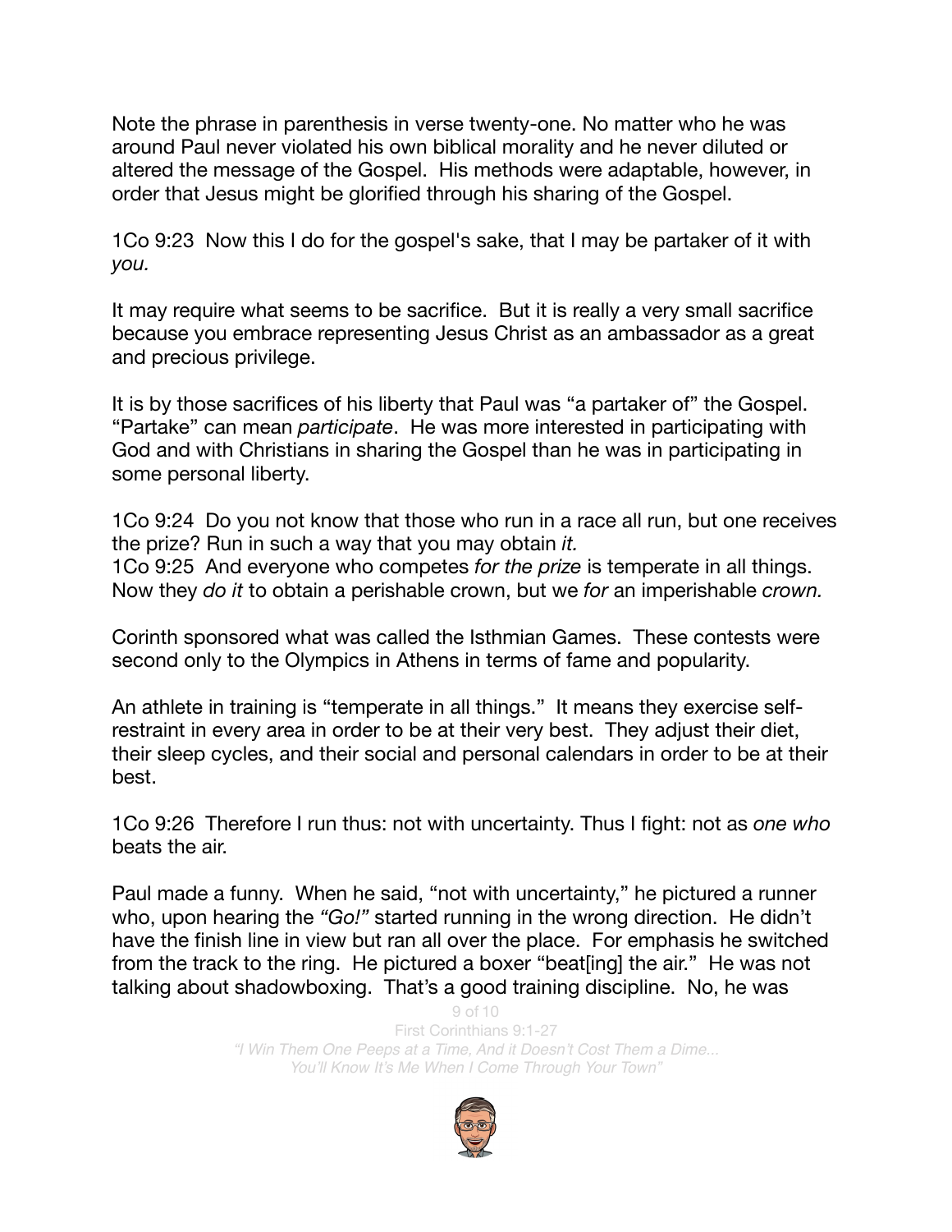Note the phrase in parenthesis in verse twenty-one. No matter who he was around Paul never violated his own biblical morality and he never diluted or altered the message of the Gospel. His methods were adaptable, however, in order that Jesus might be glorified through his sharing of the Gospel.

1Co 9:23 Now this I do for the gospel's sake, that I may be partaker of it with *you.*

It may require what seems to be sacrifice. But it is really a very small sacrifice because you embrace representing Jesus Christ as an ambassador as a great and precious privilege.

It is by those sacrifices of his liberty that Paul was "a partaker of" the Gospel. "Partake" can mean *participate*. He was more interested in participating with God and with Christians in sharing the Gospel than he was in participating in some personal liberty.

1Co 9:24 Do you not know that those who run in a race all run, but one receives the prize? Run in such a way that you may obtain *it.*
1Co 9:25 And everyone who competes *for the prize* is temperate in all things. Now they *do it* to obtain a perishable crown, but we *for* an imperishable *crown.*

Corinth sponsored what was called the Isthmian Games. These contests were second only to the Olympics in Athens in terms of fame and popularity.

An athlete in training is "temperate in all things." It means they exercise self-restraint in every area in order to be at their very best. They adjust their diet, their sleep cycles, and their social and personal calendars in order to be at their best.

1Co 9:26 Therefore I run thus: not with uncertainty. Thus I fight: not as *one who* beats the air.

Paul made a funny. When he said, "not with uncertainty," he pictured a runner who, upon hearing the *"Go!"* started running in the wrong direction. He didn't have the finish line in view but ran all over the place. For emphasis he switched from the track to the ring. He pictured a boxer "beat[ing] the air." He was not talking about shadowboxing. That's a good training discipline. No, he was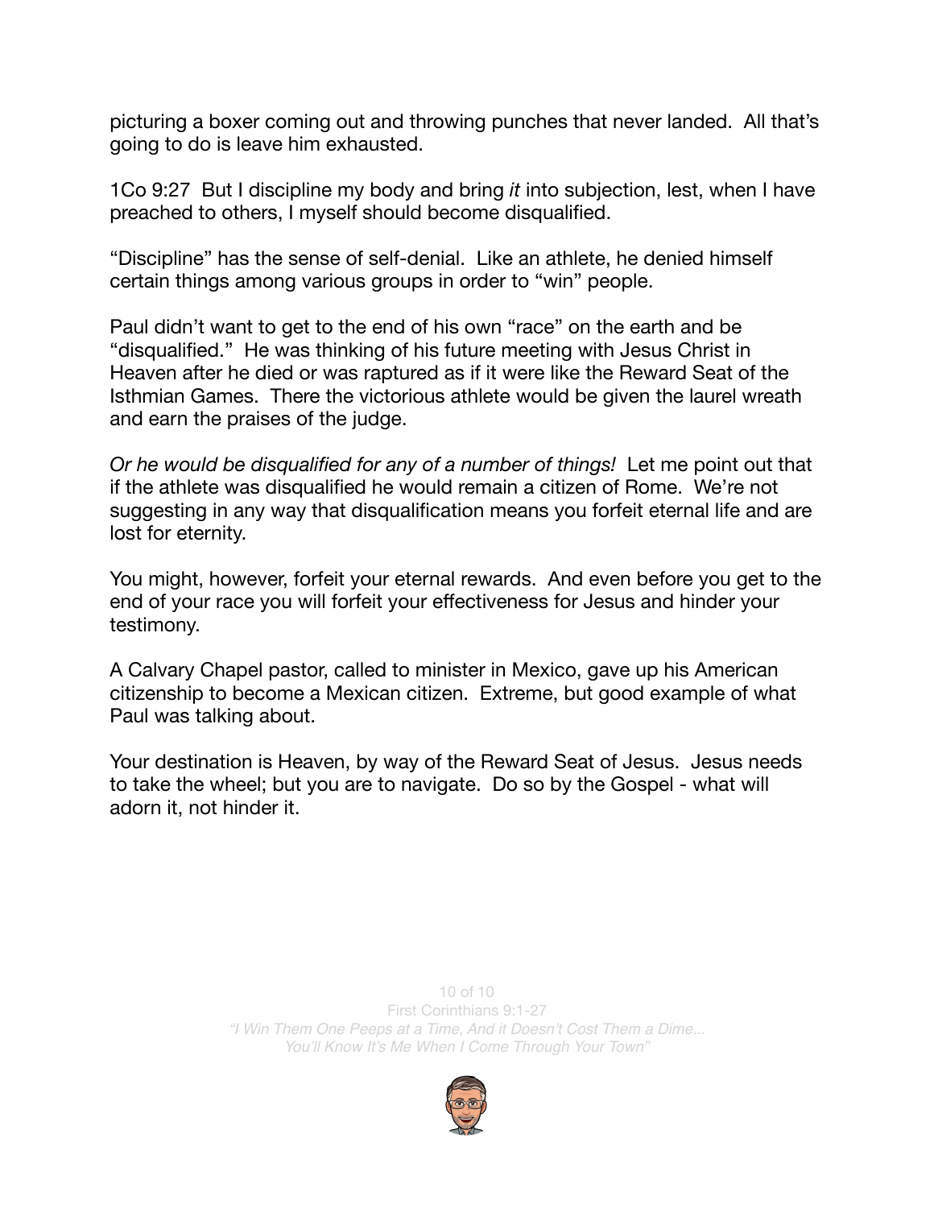picturing a boxer coming out and throwing punches that never landed. All that's going to do is leave him exhausted.

1Co 9:27 But I discipline my body and bring *it* into subjection, lest, when I have preached to others, I myself should become disqualified.

"Discipline" has the sense of self-denial. Like an athlete, he denied himself certain things among various groups in order to "win" people.

Paul didn't want to get to the end of his own "race" on the earth and be "disqualified." He was thinking of his future meeting with Jesus Christ in Heaven after he died or was raptured as if it were like the Reward Seat of the Isthmian Games. There the victorious athlete would be given the laurel wreath and earn the praises of the judge.

*Or he would be disqualified for any of a number of things!* Let me point out that if the athlete was disqualified he would remain a citizen of Rome. We're not suggesting in any way that disqualification means you forfeit eternal life and are lost for eternity.

You might, however, forfeit your eternal rewards. And even before you get to the end of your race you will forfeit your effectiveness for Jesus and hinder your testimony.

A Calvary Chapel pastor, called to minister in Mexico, gave up his American citizenship to become a Mexican citizen. Extreme, but good example of what Paul was talking about.

Your destination is Heaven, by way of the Reward Seat of Jesus. Jesus needs to take the wheel; but you are to navigate. Do so by the Gospel - what will adorn it, not hinder it.